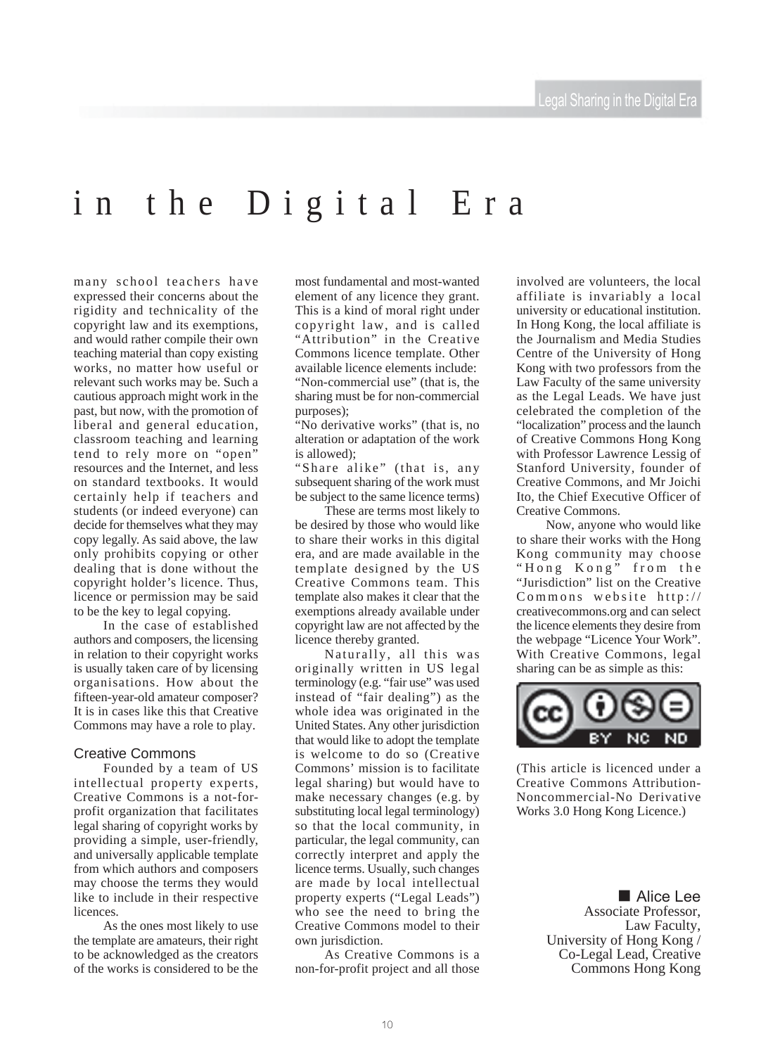# in the Digital Era

many school teachers have expressed their concerns about the rigidity and technicality of the copyright law and its exemptions, and would rather compile their own teaching material than copy existing works, no matter how useful or relevant such works may be. Such a cautious approach might work in the past, but now, with the promotion of liberal and general education, classroom teaching and learning tend to rely more on "open" resources and the Internet, and less on standard textbooks. It would certainly help if teachers and students (or indeed everyone) can decide for themselves what they may copy legally. As said above, the law only prohibits copying or other dealing that is done without the copyright holder's licence. Thus, licence or permission may be said to be the key to legal copying.

In the case of established authors and composers, the licensing in relation to their copyright works is usually taken care of by licensing organisations. How about the fifteen-year-old amateur composer? It is in cases like this that Creative Commons may have a role to play.

### Creative Commons

Founded by a team of US intellectual property experts, Creative Commons is a not-for-profit organization that facilitates legal sharing of copyright works by providing a simple, user-friendly, and universally applicable template from which authors and composers may choose the terms they would like to include in their respective licences.

As the ones most likely to use the template are amateurs, their right to be acknowledged as the creators of the works is considered to be the most fundamental and most-wanted element of any licence they grant. This is a kind of moral right under copyright law, and is called "Attribution" in the Creative Commons licence template. Other available licence elements include:

"Non-commercial use" (that is, the sharing must be for non-commercial purposes);

"No derivative works" (that is, no alteration or adaptation of the work is allowed);

"Share alike" (that is, any subsequent sharing of the work must be subject to the same licence terms)

These are terms most likely to be desired by those who would like to share their works in this digital era, and are made available in the template designed by the US Creative Commons team. This template also makes it clear that the exemptions already available under copyright law are not affected by the licence thereby granted.

Naturally, all this was originally written in US legal terminology (e.g. "fair use" was used instead of "fair dealing") as the whole idea was originated in the United States. Any other jurisdiction that would like to adopt the template is welcome to do so (Creative Commons' mission is to facilitate legal sharing) but would have to make necessary changes (e.g. by substituting local legal terminology) so that the local community, in particular, the legal community, can correctly interpret and apply the licence terms. Usually, such changes are made by local intellectual property experts ("Legal Leads") who see the need to bring the Creative Commons model to their own jurisdiction.

As Creative Commons is a non-for-profit project and all those involved are volunteers, the local affiliate is invariably a local university or educational institution. In Hong Kong, the local affiliate is the Journalism and Media Studies Centre of the University of Hong Kong with two professors from the Law Faculty of the same university as the Legal Leads. We have just celebrated the completion of the "localization" process and the launch of Creative Commons Hong Kong with Professor Lawrence Lessig of Stanford University, founder of Creative Commons, and Mr Joichi Ito, the Chief Executive Officer of Creative Commons.

Now, anyone who would like to share their works with the Hong Kong community may choose "Hong Kong" from the "Jurisdiction" list on the Creative Commons website http://creativecommons.org and can select the licence elements they desire from the webpage "Licence Your Work". With Creative Commons, legal sharing can be as simple as this:

(This article is licenced under a Creative Commons Attribution-Noncommercial-No Derivative Works 3.0 Hong Kong Licence.)

■ Alice Lee
Associate Professor,
Law Faculty,
University of Hong Kong /
Co-Legal Lead, Creative
Commons Hong Kong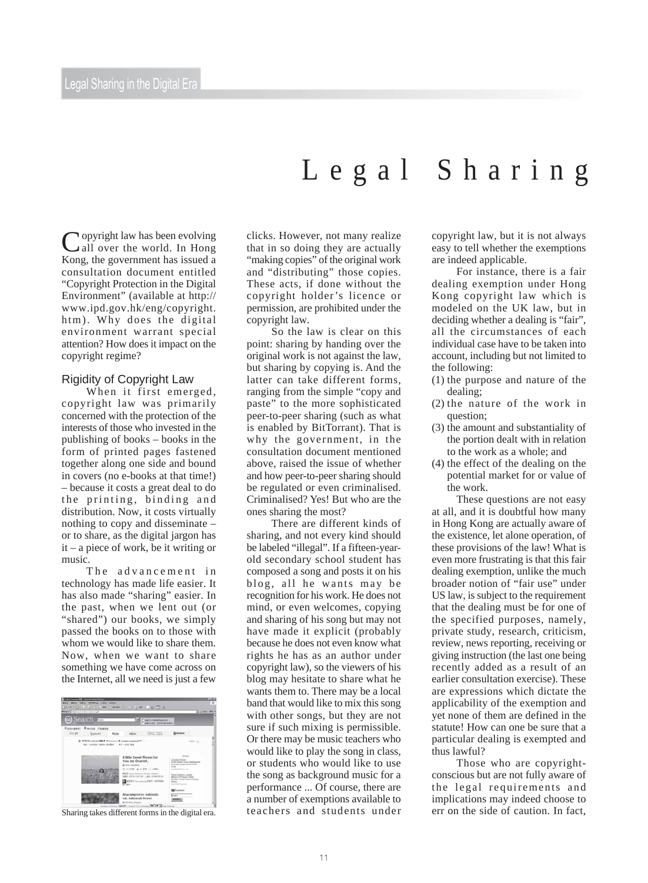# Legal Sharing

Copyright law has been evolving all over the world. In Hong Kong, the government has issued a consultation document entitled "Copyright Protection in the Digital Environment" (available at http://www.ipd.gov.hk/eng/copyright.htm). Why does the digital environment warrant special attention? How does it impact on the copyright regime?

## Rigidity of Copyright Law

When it first emerged, copyright law was primarily concerned with the protection of the interests of those who invested in the publishing of books – books in the form of printed pages fastened together along one side and bound in covers (no e-books at that time!) – because it costs a great deal to do the printing, binding and distribution. Now, it costs virtually nothing to copy and disseminate – or to share, as the digital jargon has it – a piece of work, be it writing or music.

The advancement in technology has made life easier. It has also made "sharing" easier. In the past, when we lent out (or "shared") our books, we simply passed the books on to those with whom we would like to share them. Now, when we want to share something we have come across on the Internet, all we need is just a few clicks. However, not many realize that in so doing they are actually "making copies" of the original work and "distributing" those copies. These acts, if done without the copyright holder's licence or permission, are prohibited under the copyright law.

Sharing takes different forms in the digital era.

So the law is clear on this point: sharing by handing over the original work is not against the law, but sharing by copying is. And the latter can take different forms, ranging from the simple "copy and paste" to the more sophisticated peer-to-peer sharing (such as what is enabled by BitTorrant). That is why the government, in the consultation document mentioned above, raised the issue of whether and how peer-to-peer sharing should be regulated or even criminalised. Criminalised? Yes! But who are the ones sharing the most?

There are different kinds of sharing, and not every kind should be labeled "illegal". If a fifteen-year-old secondary school student has composed a song and posts it on his blog, all he wants may be recognition for his work. He does not mind, or even welcomes, copying and sharing of his song but may not have made it explicit (probably because he does not even know what rights he has as an author under copyright law), so the viewers of his blog may hesitate to share what he wants them to. There may be a local band that would like to mix this song with other songs, but they are not sure if such mixing is permissible. Or there may be music teachers who would like to play the song in class, or students who would like to use the song as background music for a performance ... Of course, there are a number of exemptions available to teachers and students under copyright law, but it is not always easy to tell whether the exemptions are indeed applicable.

For instance, there is a fair dealing exemption under Hong Kong copyright law which is modeled on the UK law, but in deciding whether a dealing is "fair", all the circumstances of each individual case have to be taken into account, including but not limited to the following:

(1) the purpose and nature of the dealing;
(2) the nature of the work in question;
(3) the amount and substantiality of the portion dealt with in relation to the work as a whole; and
(4) the effect of the dealing on the potential market for or value of the work.

These questions are not easy at all, and it is doubtful how many in Hong Kong are actually aware of the existence, let alone operation, of these provisions of the law! What is even more frustrating is that this fair dealing exemption, unlike the much broader notion of "fair use" under US law, is subject to the requirement that the dealing must be for one of the specified purposes, namely, private study, research, criticism, review, news reporting, receiving or giving instruction (the last one being recently added as a result of an earlier consultation exercise). These are expressions which dictate the applicability of the exemption and yet none of them are defined in the statute! How can one be sure that a particular dealing is exempted and thus lawful?

Those who are copyright-conscious but are not fully aware of the legal requirements and implications may indeed choose to err on the side of caution. In fact,